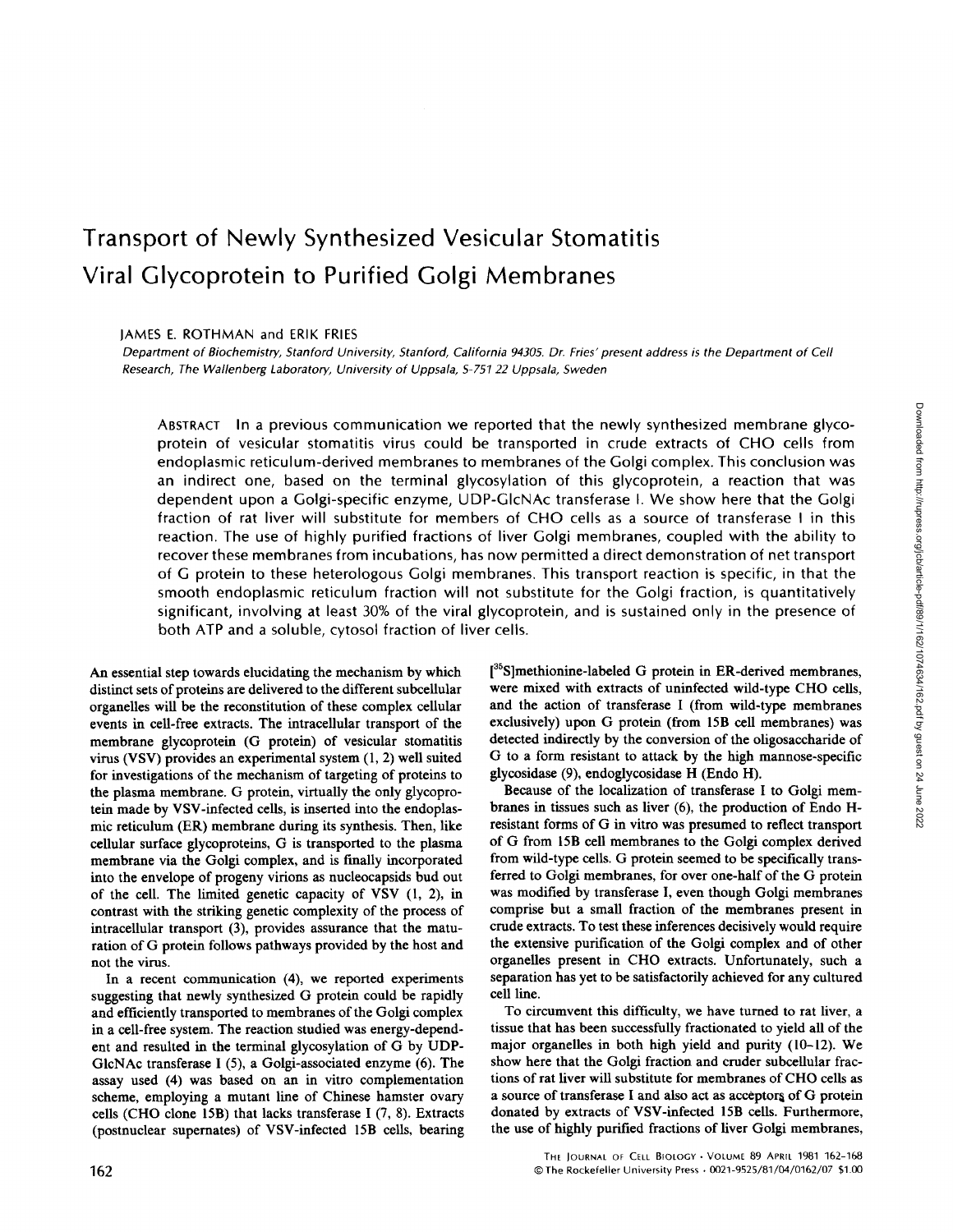# Transport of Newly Synthesized Vesicular Stomatitis Viral Glycoprotein to Purified Golgi Membranes

JAMES E. ROTHMAN and ERIK FRIES

*Department of Biochemistry, Stanford University, Stanford, California 94305. Dr. Fries' present address is the Department of Cell Research, The Wallenberg Laboratory, University of Uppsala, S-751 22 Uppsala, Sweden*

ABSTRACT In a previous communication we reported that the newly synthesized membrane glycoprotein of vesicular stomatitis virus could be transported in crude extracts of CHO cells from endoplasmic reticulum-derived membranes to membranes of the Golgi complex. This conclusion was an indirect one, based on the terminal glycosylation of this glycoprotein, a reaction that was dependent upon a Golgi-specific enzyme, UDP-GlcNAc transferase I. We show here that the Golgi fraction of rat liver will substitute for members of CHO cells as a source of transferase I in this reaction. The use of highly purified fractions of liver Golgi membranes, coupled with the ability to recover these membranes from incubations, has now permitted a direct demonstration of net transport of G protein to these heterologous Golgi membranes. This transport reaction is specific, in that the smooth endoplasmic reticulum fraction will not substitute for the Golgi fraction, is quantitatively significant, involving at least 30% of the viral glycoprotein, and is sustained only in the presence of both ATP and a soluble, cytosol fraction of liver cells.

An essential step towards elucidating the mechanism by which distinct sets of proteins are delivered to the different subcellular organelles will be the reconstitution of these complex cellular events in cell-free extracts. The intracellular transport of the membrane glycoprotein (G protein) of vesicular stomatitis virus (VSV) provides an experimental system (1, 2) well suited for investigations of the mechanism of targeting of proteins to the plasma membrane. G protein, virtually the only glycoprotein made by VSV-infected cells, is inserted into the endoplasmic reticulum (ER) membrane during its synthesis. Then, like cellular surface glycoproteins, G is transported to the plasma membrane via the Golgi complex, and is finally incorporated into the envelope of progeny virions as nucleocapsids bud out of the cell. The limited genetic capacity of VSV (1, 2), in contrast with the striking genetic complexity of the process of intracellular transport (3), provides assurance that the maturation of G protein follows pathways provided by the host and not the virus.

In a recent communication (4), we reported experiments suggesting that newly synthesized G protein could be rapidly and efficiently transported to membranes of the Golgi complex in a cell-free system. The reaction studied was energy-dependent and resulted in the terminal glycosylation of G by UDP-GlcNAc transferase I (5), a Golgi-associated enzyme (6). The assay used (4) was based on an in vitro complementation scheme, employing a mutant line of Chinese hamster ovary cells (CHO clone 15B) that lacks transferase I (7, 8). Extracts (postnuclear supernates) of VSV-infected 15B cells, bearing [$^{35}$S]methionine-labeled G protein in ER-derived membranes, were mixed with extracts of uninfected wild-type CHO cells, and the action of transferase I (from wild-type membranes exclusively) upon G protein (from 15B cell membranes) was detected indirectly by the conversion of the oligosaccharide of G to a form resistant to attack by the high mannose-specific glycosidase (9), endoglycosidase H (Endo H).

Because of the localization of transferase I to Golgi membranes in tissues such as liver (6), the production of Endo H-resistant forms of G in vitro was presumed to reflect transport of G from 15B cell membranes to the Golgi complex derived from wild-type cells. G protein seemed to be specifically transferred to Golgi membranes, for over one-half of the G protein was modified by transferase I, even though Golgi membranes comprise but a small fraction of the membranes present in crude extracts. To test these inferences decisively would require the extensive purification of the Golgi complex and of other organelles present in CHO extracts. Unfortunately, such a separation has yet to be satisfactorily achieved for any cultured cell line.

To circumvent this difficulty, we have turned to rat liver, a tissue that has been successfully fractionated to yield all of the major organelles in both high yield and purity (10–12). We show here that the Golgi fraction and cruder subcellular fractions of rat liver will substitute for membranes of CHO cells as a source of transferase I and also act as acceptors of G protein donated by extracts of VSV-infected 15B cells. Furthermore, the use of highly purified fractions of liver Golgi membranes,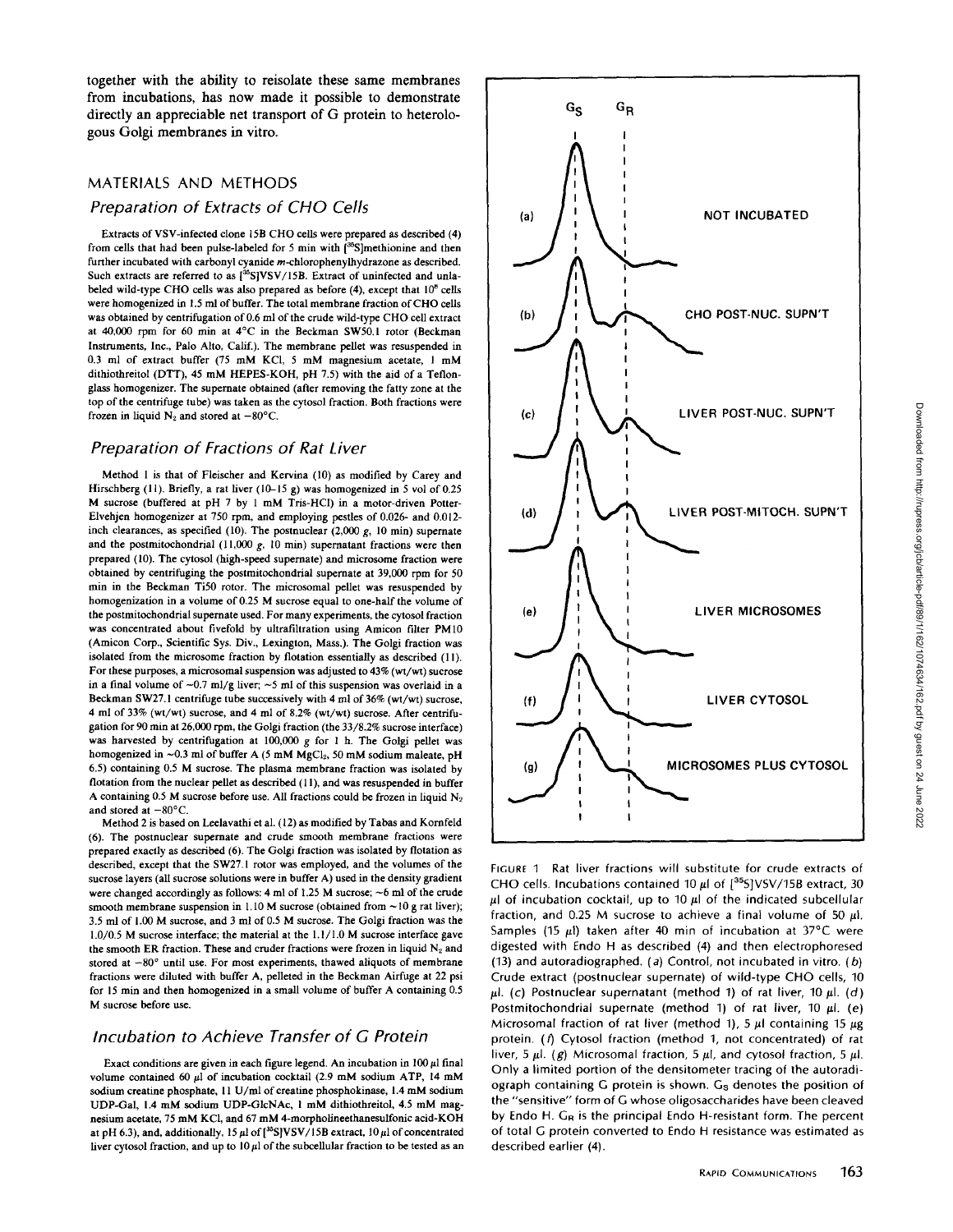together with the ability to reisolate these same membranes from incubations, has now made it possible to demonstrate directly an appreciable net transport of G protein to heterologous Golgi membranes in vitro.

## MATERIALS AND METHODS

### *Preparation of Extracts of CHO Cells*

Extracts of VSV-infected clone 15B CHO cells were prepared as described (4) from cells that had been pulse-labeled for 5 min with [$^{35}$S]methionine and then further incubated with carbonyl cyanide *m*-chlorophenylhydrazone as described. Such extracts are referred to as [$^{35}$S]VSV/15B. Extract of uninfected and unlabeled wild-type CHO cells was also prepared as before (4), except that $10^8$ cells were homogenized in 1.5 ml of buffer. The total membrane fraction of CHO cells was obtained by centrifugation of 0.6 ml of the crude wild-type CHO cell extract at 40,000 rpm for 60 min at 4°C in the Beckman SW50.1 rotor (Beckman Instruments, Inc., Palo Alto, Calif.). The membrane pellet was resuspended in 0.3 ml of extract buffer (75 mM KCl, 5 mM magnesium acetate, 1 mM dithiothreitol (DTT), 45 mM HEPES-KOH, pH 7.5) with the aid of a Teflon-glass homogenizer. The supernate obtained (after removing the fatty zone at the top of the centrifuge tube) was taken as the cytosol fraction. Both fractions were frozen in liquid $N_2$ and stored at −80°C.

### *Preparation of Fractions of Rat Liver*

Method 1 is that of Fleischer and Kervina (10) as modified by Carey and Hirschberg (11). Briefly, a rat liver (10–15 g) was homogenized in 5 vol of 0.25 M sucrose (buffered at pH 7 by 1 mM Tris-HCl) in a motor-driven Potter-Elvehjen homogenizer at 750 rpm, and employing pestles of 0.026- and 0.012-inch clearances, as specified (10). The postnuclear (2,000 *g*, 10 min) supernate and the postmitochondrial (11,000 *g*, 10 min) supernatant fractions were then prepared (10). The cytosol (high-speed supernate) and microsome fraction were obtained by centrifuging the postmitochondrial supernate at 39,000 rpm for 50 min in the Beckman Ti50 rotor. The microsomal pellet was resuspended by homogenization in a volume of 0.25 M sucrose equal to one-half the volume of the postmitochondrial supernate used. For many experiments, the cytosol fraction was concentrated about fivefold by ultrafiltration using Amicon filter PM10 (Amicon Corp., Scientific Sys. Div., Lexington, Mass.). The Golgi fraction was isolated from the microsome fraction by flotation essentially as described (11). For these purposes, a microsomal suspension was adjusted to 43% (wt/wt) sucrose in a final volume of ~0.7 ml/g liver; ~5 ml of this suspension was overlaid in a Beckman SW27.1 centrifuge tube successively with 4 ml of 36% (wt/wt) sucrose, 4 ml of 33% (wt/wt) sucrose, and 4 ml of 8.2% (wt/wt) sucrose. After centrifugation for 90 min at 26,000 rpm, the Golgi fraction (the 33/8.2% sucrose interface) was harvested by centrifugation at 100,000 *g* for 1 h. The Golgi pellet was homogenized in ~0.3 ml of buffer A (5 mM $MgCl_2$, 50 mM sodium maleate, pH 6.5) containing 0.5 M sucrose. The plasma membrane fraction was isolated by flotation from the nuclear pellet as described (11), and was resuspended in buffer A containing 0.5 M sucrose before use. All fractions could be frozen in liquid $N_2$ and stored at −80°C.

Method 2 is based on Leelavathi et al. (12) as modified by Tabas and Kornfeld (6). The postnuclear supernate and crude smooth membrane fractions were prepared exactly as described (6). The Golgi fraction was isolated by flotation as described, except that the SW27.1 rotor was employed, and the volumes of the sucrose layers (all sucrose solutions were in buffer A) used in the density gradient were changed accordingly as follows: 4 ml of 1.25 M sucrose; ~6 ml of the crude smooth membrane suspension in 1.10 M sucrose (obtained from ~10 g rat liver); 3.5 ml of 1.00 M sucrose, and 3 ml of 0.5 M sucrose. The Golgi fraction was the 1.0/0.5 M sucrose interface; the material at the 1.1/1.0 M sucrose interface gave the smooth ER fraction. These and cruder fractions were frozen in liquid $N_2$ and stored at −80° until use. For most experiments, thawed aliquots of membrane fractions were diluted with buffer A, pelleted in the Beckman Airfuge at 22 psi for 15 min and then homogenized in a small volume of buffer A containing 0.5 M sucrose before use.

### *Incubation to Achieve Transfer of G Protein*

Exact conditions are given in each figure legend. An incubation in 100 µl final volume contained 60 µl of incubation cocktail (2.9 mM sodium ATP, 14 mM sodium creatine phosphate, 11 U/ml of creatine phosphokinase, 1.4 mM sodium UDP-Gal, 1.4 mM sodium UDP-GlcNAc, 1 mM dithiothreitol, 4.5 mM magnesium acetate, 75 mM KCl, and 67 mM 4-morpholineethanesulfonic acid-KOH at pH 6.3), and, additionally, 15 µl of [$^{35}$S]VSV/15B extract, 10 µl of concentrated liver cytosol fraction, and up to 10 µl of the subcellular fraction to be tested as an

FIGURE 1 Rat liver fractions will substitute for crude extracts of CHO cells. Incubations contained 10 µl of [$^{35}$S]VSV/15B extract, 30 µl of incubation cocktail, up to 10 µl of the indicated subcellular fraction, and 0.25 M sucrose to achieve a final volume of 50 µl. Samples (15 µl) taken after 40 min of incubation at 37°C were digested with Endo H as described (4) and then electrophoresed (13) and autoradiographed. (*a*) Control, not incubated in vitro. (*b*) Crude extract (postnuclear supernate) of wild-type CHO cells, 10 µl. (*c*) Postnuclear supernatant (method 1) of rat liver, 10 µl. (*d*) Postmitochondrial supernate (method 1) of rat liver, 10 µl. (*e*) Microsomal fraction of rat liver (method 1), 5 µl containing 15 µg protein. (*f*) Cytosol fraction (method 1, not concentrated) of rat liver, 5 µl. (*g*) Microsomal fraction, 5 µl, and cytosol fraction, 5 µl. Only a limited portion of the densitometer tracing of the autoradiograph containing G protein is shown. $G_S$ denotes the position of the "sensitive" form of G whose oligosaccharides have been cleaved by Endo H. $G_R$ is the principal Endo H-resistant form. The percent of total G protein converted to Endo H resistance was estimated as described earlier (4).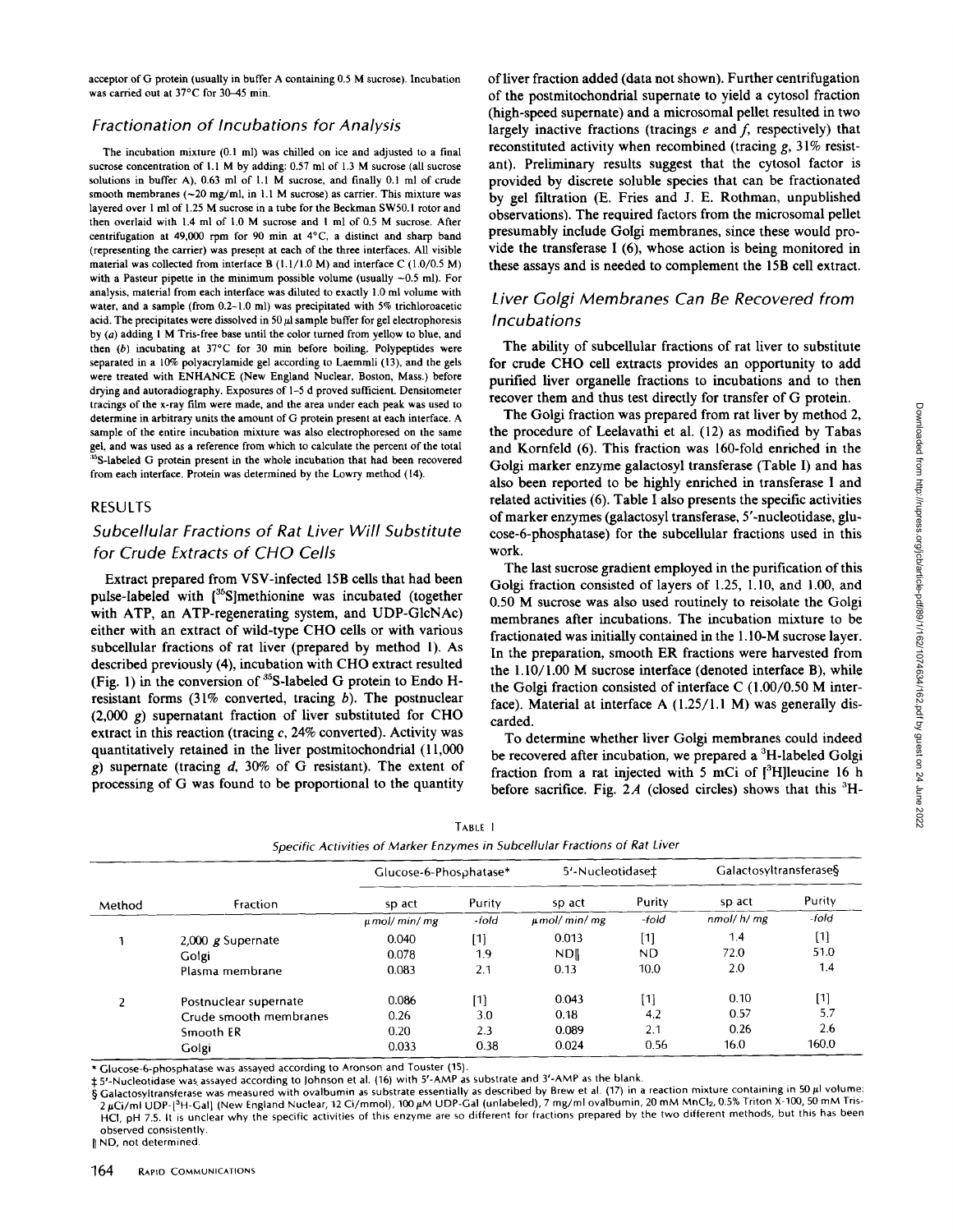acceptor of G protein (usually in buffer A containing 0.5 M sucrose). Incubation was carried out at 37°C for 30–45 min.

### Fractionation of Incubations for Analysis

The incubation mixture (0.1 ml) was chilled on ice and adjusted to a final sucrose concentration of 1.1 M by adding: 0.57 ml of 1.3 M sucrose (all sucrose solutions in buffer A), 0.63 ml of 1.1 M sucrose, and finally 0.1 ml of crude smooth membranes (~20 mg/ml, in 1.1 M sucrose) as carrier. This mixture was layered over 1 ml of 1.25 M sucrose in a tube for the Beckman SW50.1 rotor and then overlaid with 1.4 ml of 1.0 M sucrose and 1 ml of 0.5 M sucrose. After centrifugation at 49,000 rpm for 90 min at 4°C, a distinct and sharp band (representing the carrier) was present at each of the three interfaces. All visible material was collected from interface B (1.1/1.0 M) and interface C (1.0/0.5 M) with a Pasteur pipette in the minimum possible volume (usually ~0.5 ml). For analysis, material from each interface was diluted to exactly 1.0 ml volume with water, and a sample (from 0.2–1.0 ml) was precipitated with 5% trichloroacetic acid. The precipitates were dissolved in 50 μl sample buffer for gel electrophoresis by (*a*) adding 1 M Tris-free base until the color turned from yellow to blue, and then (*b*) incubating at 37°C for 30 min before boiling. Polypeptides were separated in a 10% polyacrylamide gel according to Laemmli (13), and the gels were treated with ENHANCE (New England Nuclear, Boston, Mass.) before drying and autoradiography. Exposures of 1–5 d proved sufficient. Densitometer tracings of the x-ray film were made, and the area under each peak was used to determine in arbitrary units the amount of G protein present at each interface. A sample of the entire incubation mixture was also electrophoresed on the same gel, and was used as a reference from which to calculate the percent of the total $^{35}$S-labeled G protein present in the whole incubation that had been recovered from each interface. Protein was determined by the Lowry method (14).

## RESULTS

### Subcellular Fractions of Rat Liver Will Substitute for Crude Extracts of CHO Cells

Extract prepared from VSV-infected 15B cells that had been pulse-labeled with [$^{35}$S]methionine was incubated (together with ATP, an ATP-regenerating system, and UDP-GlcNAc) either with an extract of wild-type CHO cells or with various subcellular fractions of rat liver (prepared by method 1). As described previously (4), incubation with CHO extract resulted (Fig. 1) in the conversion of $^{35}$S-labeled G protein to Endo H-resistant forms (31% converted, tracing *b*). The postnuclear (2,000 *g*) supernatant fraction of liver substituted for CHO extract in this reaction (tracing *c*, 24% converted). Activity was quantitatively retained in the liver postmitochondrial (11,000 *g*) supernate (tracing *d*, 30% of G resistant). The extent of processing of G was found to be proportional to the quantity of liver fraction added (data not shown). Further centrifugation of the postmitochondrial supernate to yield a cytosol fraction (high-speed supernate) and a microsomal pellet resulted in two largely inactive fractions (tracings *e* and *f*, respectively) that reconstituted activity when recombined (tracing *g*, 31% resistant). Preliminary results suggest that the cytosol factor is provided by discrete soluble species that can be fractionated by gel filtration (E. Fries and J. E. Rothman, unpublished observations). The required factors from the microsomal pellet presumably include Golgi membranes, since these would provide the transferase I (6), whose action is being monitored in these assays and is needed to complement the 15B cell extract.

### Liver Golgi Membranes Can Be Recovered from Incubations

The ability of subcellular fractions of rat liver to substitute for crude CHO cell extracts provides an opportunity to add purified liver organelle fractions to incubations and to then recover them and thus test directly for transfer of G protein.

The Golgi fraction was prepared from rat liver by method 2, the procedure of Leelavathi et al. (12) as modified by Tabas and Kornfeld (6). This fraction was 160-fold enriched in the Golgi marker enzyme galactosyl transferase (Table I) and has also been reported to be highly enriched in transferase I and related activities (6). Table I also presents the specific activities of marker enzymes (galactosyl transferase, 5′-nucleotidase, glucose-6-phosphatase) for the subcellular fractions used in this work.

The last sucrose gradient employed in the purification of this Golgi fraction consisted of layers of 1.25, 1.10, and 1.00, and 0.50 M sucrose was also used routinely to reisolate the Golgi membranes after incubations. The incubation mixture to be fractionated was initially contained in the 1.10-M sucrose layer. In the preparation, smooth ER fractions were harvested from the 1.10/1.00 M sucrose interface (denoted interface B), while the Golgi fraction consisted of interface C (1.00/0.50 M interface). Material at interface A (1.25/1.1 M) was generally discarded.

To determine whether liver Golgi membranes could indeed be recovered after incubation, we prepared a $^3$H-labeled Golgi fraction from a rat injected with 5 mCi of [$^3$H]leucine 16 h before sacrifice. Fig. 2*A* (closed circles) shows that this $^3$H-

TABLE I
*Specific Activities of Marker Enzymes in Subcellular Fractions of Rat Liver*

| Method | Fraction | Glucose-6-Phosphatase* | | 5′-Nucleotidase‡ | | Galactosyltransferase§ | |
|---|---|---|---|---|---|---|---|
| | | sp act | Purity | sp act | Purity | sp act | Purity |
| | | *μmol/ min/ mg* | *-fold* | *μmol/ min/ mg* | *-fold* | *nmol/ h/ mg* | *-fold* |
| 1 | 2,000 *g* Supernate | 0.040 | [1] | 0.013 | [1] | 1.4 | [1] |
| | Golgi | 0.078 | 1.9 | ND‖ | ND | 72.0 | 51.0 |
| | Plasma membrane | 0.083 | 2.1 | 0.13 | 10.0 | 2.0 | 1.4 |
| 2 | Postnuclear supernate | 0.086 | [1] | 0.043 | [1] | 0.10 | [1] |
| | Crude smooth membranes | 0.26 | 3.0 | 0.18 | 4.2 | 0.57 | 5.7 |
| | Smooth ER | 0.20 | 2.3 | 0.089 | 2.1 | 0.26 | 2.6 |
| | Golgi | 0.033 | 0.38 | 0.024 | 0.56 | 16.0 | 160.0 |

\* Glucose-6-phosphatase was assayed according to Aronson and Touster (15).

‡ 5′-Nucleotidase was assayed according to Johnson et al. (16) with 5′-AMP as substrate and 3′-AMP as the blank.

§ Galactosyltransferase was measured with ovalbumin as substrate essentially as described by Brew et al. (17) in a reaction mixture containing in 50 μl volume: 2 μCi/ml UDP-[$^3$H-Gal] (New England Nuclear, 12 Ci/mmol), 100 μM UDP-Gal (unlabeled), 7 mg/ml ovalbumin, 20 mM $MnCl_2$, 0.5% Triton X-100, 50 mM Tris-HCl, pH 7.5. It is unclear why the specific activities of this enzyme are so different for fractions prepared by the two different methods, but this has been observed consistently.

‖ ND, not determined.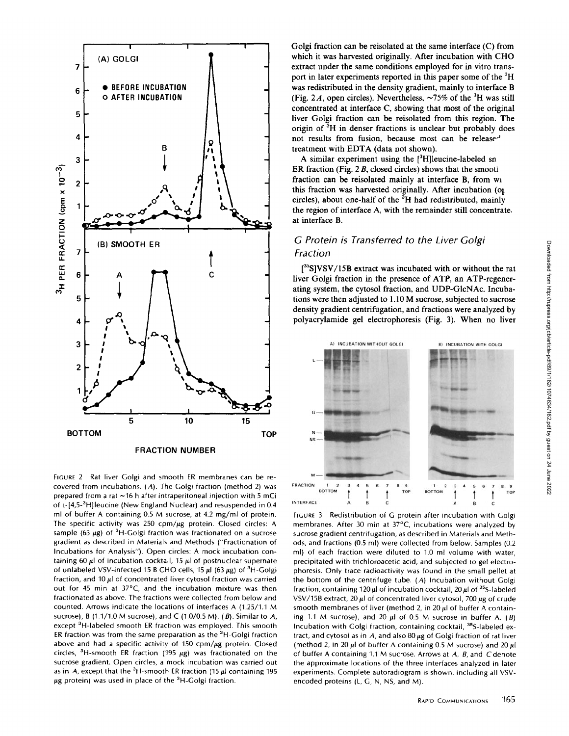FIGURE 2 Rat liver Golgi and smooth ER membranes can be recovered from incubations. (*A*). The Golgi fraction (method 2) was prepared from a rat ~16 h after intraperitoneal injection with 5 mCi of L-[4,5-$^{3}$H]leucine (New England Nuclear) and resuspended in 0.4 ml of buffer A containing 0.5 M sucrose, at 4.2 mg/ml of protein. The specific activity was 250 cpm/μg protein. Closed circles: A sample (63 μg) of $^{3}$H-Golgi fraction was fractionated on a sucrose gradient as described in Materials and Methods ("Fractionation of Incubations for Analysis"). Open circles: A mock incubation containing 60 μl of incubation cocktail, 15 μl of postnuclear supernate of unlabeled VSV-infected 15 B CHO cells, 15 μl (63 μg) of $^{3}$H-Golgi fraction, and 10 μl of concentrated liver cytosol fraction was carried out for 45 min at 37°C, and the incubation mixture was then fractionated as above. The fractions were collected from below and counted. Arrows indicate the locations of interfaces A (1.25/1.1 M sucrose), B (1.1/1.0 M sucrose), and C (1.0/0.5 M). (*B*). Similar to *A*, except $^{3}$H-labeled smooth ER fraction was employed. This smooth ER fraction was from the same preparation as the $^{3}$H-Golgi fraction above and had a specific activity of 150 cpm/μg protein. Closed circles, $^{3}$H-smooth ER fraction (195 μg) was fractionated on the sucrose gradient. Open circles, a mock incubation was carried out as in *A*, except that the $^{3}$H-smooth ER fraction (15 μl containing 195 μg protein) was used in place of the $^{3}$H-Golgi fraction.

Golgi fraction can be reisolated at the same interface (C) from which it was harvested originally. After incubation with CHO extract under the same conditions employed for in vitro transport in later experiments reported in this paper some of the $^{3}$H was redistributed in the density gradient, mainly to interface B (Fig. 2*A*, open circles). Nevertheless, ~75% of the $^{3}$H was still concentrated at interface C, showing that most of the original liver Golgi fraction can be reisolated from this region. The origin of $^{3}$H in denser fractions is unclear but probably does not results from fusion, because most can be released treatment with EDTA (data not shown).

A similar experiment using the [$^{3}$H]leucine-labeled sm ER fraction (Fig. 2*B*, closed circles) shows that the smooth fraction can be reisolated mainly at interface B, from which this fraction was harvested originally. After incubation (open circles), about one-half of the $^{3}$H had redistributed, mainly the region of interface A, with the remainder still concentrated at interface B.

## *G Protein is Transferred to the Liver Golgi Fraction*

[$^{35}$S]VSV/15B extract was incubated with or without the rat liver Golgi fraction in the presence of ATP, an ATP-regenerating system, the cytosol fraction, and UDP-GlcNAc. Incubations were then adjusted to 1.10 M sucrose, subjected to sucrose density gradient centrifugation, and fractions were analyzed by polyacrylamide gel electrophoresis (Fig. 3). When no liver

FIGURE 3 Redistribution of G protein after incubation with Golgi membranes. After 30 min at 37°C, incubations were analyzed by sucrose gradient centrifugation, as described in Materials and Methods, and fractions (0.5 ml) were collected from below. Samples (0.2 ml) of each fraction were diluted to 1.0 ml volume with water, precipitated with trichloroacetic acid, and subjected to gel electrophoresis. Only trace radioactivity was found in the small pellet at the bottom of the centrifuge tube. (*A*) Incubation without Golgi fraction, containing 120 μl of incubation cocktail, 20 μl of $^{35}$S-labeled VSV/15B extract, 20 μl of concentrated liver cytosol, 700 μg of crude smooth membranes of liver (method 2, in 20 μl of buffer A containing 1.1 M sucrose), and 20 μl of 0.5 M sucrose in buffer A. (*B*) Incubation with Golgi fraction, containing cocktail, $^{35}$S-labeled extract, and cytosol as in *A*, and also 80 μg of Golgi fraction of rat liver (method 2, in 20 μl of buffer A containing 0.5 M sucrose) and 20 μl of buffer A containing 1.1 M sucrose. Arrows at *A*, *B*, and *C* denote the approximate locations of the three interfaces analyzed in later experiments. Complete autoradiogram is shown, including all VSV-encoded proteins (L, G, N, NS, and M).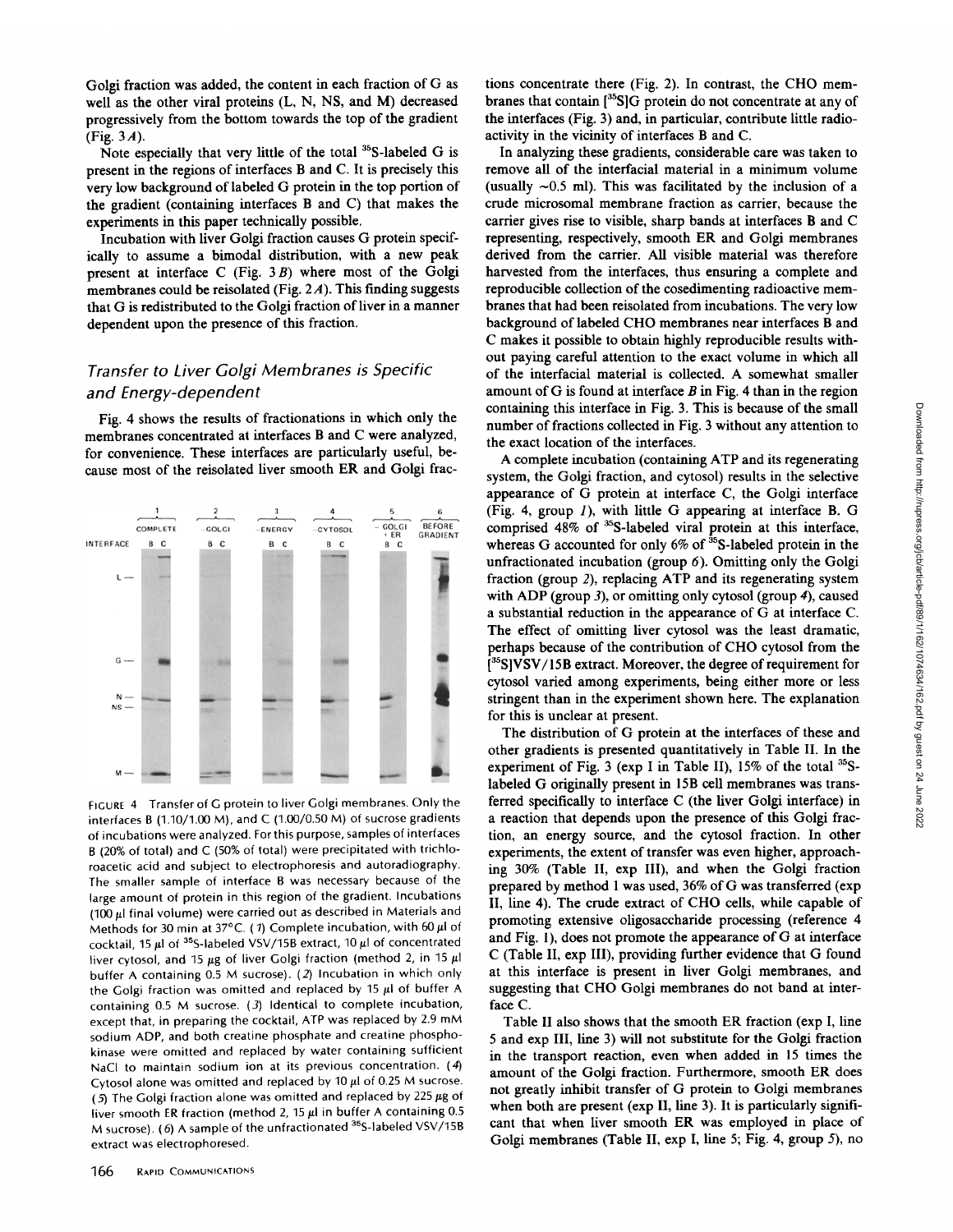Golgi fraction was added, the content in each fraction of G as well as the other viral proteins (L, N, NS, and M) decreased progressively from the bottom towards the top of the gradient (Fig. 3*A*).

Note especially that very little of the total $^{35}$S-labeled G is present in the regions of interfaces B and C. It is precisely this very low background of labeled G protein in the top portion of the gradient (containing interfaces B and C) that makes the experiments in this paper technically possible.

Incubation with liver Golgi fraction causes G protein specifically to assume a bimodal distribution, with a new peak present at interface C (Fig. 3*B*) where most of the Golgi membranes could be reisolated (Fig. 2*A*). This finding suggests that G is redistributed to the Golgi fraction of liver in a manner dependent upon the presence of this fraction.

## Transfer to Liver Golgi Membranes is Specific and Energy-dependent

Fig. 4 shows the results of fractionations in which only the membranes concentrated at interfaces B and C were analyzed, for convenience. These interfaces are particularly useful, because most of the reisolated liver smooth ER and Golgi fractions concentrate there (Fig. 2). In contrast, the CHO membranes that contain [$^{35}$S]G protein do not concentrate at any of the interfaces (Fig. 3) and, in particular, contribute little radioactivity in the vicinity of interfaces B and C.

FIGURE 4 Transfer of G protein to liver Golgi membranes. Only the interfaces B (1.10/1.00 M), and C (1.00/0.50 M) of sucrose gradients of incubations were analyzed. For this purpose, samples of interfaces B (20% of total) and C (50% of total) were precipitated with trichloroacetic acid and subject to electrophoresis and autoradiography. The smaller sample of interface B was necessary because of the large amount of protein in this region of the gradient. Incubations (100 μl final volume) were carried out as described in Materials and Methods for 30 min at 37°C. (*1*) Complete incubation, with 60 μl of cocktail, 15 μl of $^{35}$S-labeled VSV/15B extract, 10 μl of concentrated liver cytosol, and 15 μg of liver Golgi fraction (method 2, in 15 μl buffer A containing 0.5 M sucrose). (*2*) Incubation in which only the Golgi fraction was omitted and replaced by 15 μl of buffer A containing 0.5 M sucrose. (*3*) Identical to complete incubation, except that, in preparing the cocktail, ATP was replaced by 2.9 mM sodium ADP, and both creatine phosphate and creatine phosphokinase were omitted and replaced by water containing sufficient NaCl to maintain sodium ion at its previous concentration. (*4*) Cytosol alone was omitted and replaced by 10 μl of 0.25 M sucrose. (*5*) The Golgi fraction alone was omitted and replaced by 225 μg of liver smooth ER fraction (method 2, 15 μl in buffer A containing 0.5 M sucrose). (*6*) A sample of the unfractionated $^{35}$S-labeled VSV/15B extract was electrophoresed.

In analyzing these gradients, considerable care was taken to remove all of the interfacial material in a minimum volume (usually ~0.5 ml). This was facilitated by the inclusion of a crude microsomal membrane fraction as carrier, because the carrier gives rise to visible, sharp bands at interfaces B and C representing, respectively, smooth ER and Golgi membranes derived from the carrier. All visible material was therefore harvested from the interfaces, thus ensuring a complete and reproducible collection of the cosedimenting radioactive membranes that had been reisolated from incubations. The very low background of labeled CHO membranes near interfaces B and C makes it possible to obtain highly reproducible results without paying careful attention to the exact volume in which all of the interfacial material is collected. A somewhat smaller amount of G is found at interface *B* in Fig. 4 than in the region containing this interface in Fig. 3. This is because of the small number of fractions collected in Fig. 3 without any attention to the exact location of the interfaces.

A complete incubation (containing ATP and its regenerating system, the Golgi fraction, and cytosol) results in the selective appearance of G protein at interface C, the Golgi interface (Fig. 4, group *1*), with little G appearing at interface B. G comprised 48% of $^{35}$S-labeled viral protein at this interface, whereas G accounted for only 6% of $^{35}$S-labeled protein in the unfractionated incubation (group *6*). Omitting only the Golgi fraction (group *2*), replacing ATP and its regenerating system with ADP (group *3*), or omitting only cytosol (group *4*), caused a substantial reduction in the appearance of G at interface C. The effect of omitting liver cytosol was the least dramatic, perhaps because of the contribution of CHO cytosol from the [$^{35}$S]VSV/15B extract. Moreover, the degree of requirement for cytosol varied among experiments, being either more or less stringent than in the experiment shown here. The explanation for this is unclear at present.

The distribution of G protein at the interfaces of these and other gradients is presented quantitatively in Table II. In the experiment of Fig. 3 (exp I in Table II), 15% of the total $^{35}$S-labeled G originally present in 15B cell membranes was transferred specifically to interface C (the liver Golgi interface) in a reaction that depends upon the presence of this Golgi fraction, an energy source, and the cytosol fraction. In other experiments, the extent of transfer was even higher, approaching 30% (Table II, exp III), and when the Golgi fraction prepared by method 1 was used, 36% of G was transferred (exp II, line 4). The crude extract of CHO cells, while capable of promoting extensive oligosaccharide processing (reference 4 and Fig. 1), does not promote the appearance of G at interface C (Table II, exp III), providing further evidence that G found at this interface is present in liver Golgi membranes, and suggesting that CHO Golgi membranes do not band at interface C.

Table II also shows that the smooth ER fraction (exp I, line 5 and exp III, line 3) will not substitute for the Golgi fraction in the transport reaction, even when added in 15 times the amount of the Golgi fraction. Furthermore, smooth ER does not greatly inhibit transfer of G protein to Golgi membranes when both are present (exp II, line 3). It is particularly significant that when liver smooth ER was employed in place of Golgi membranes (Table II, exp I, line 5; Fig. 4, group *5*), no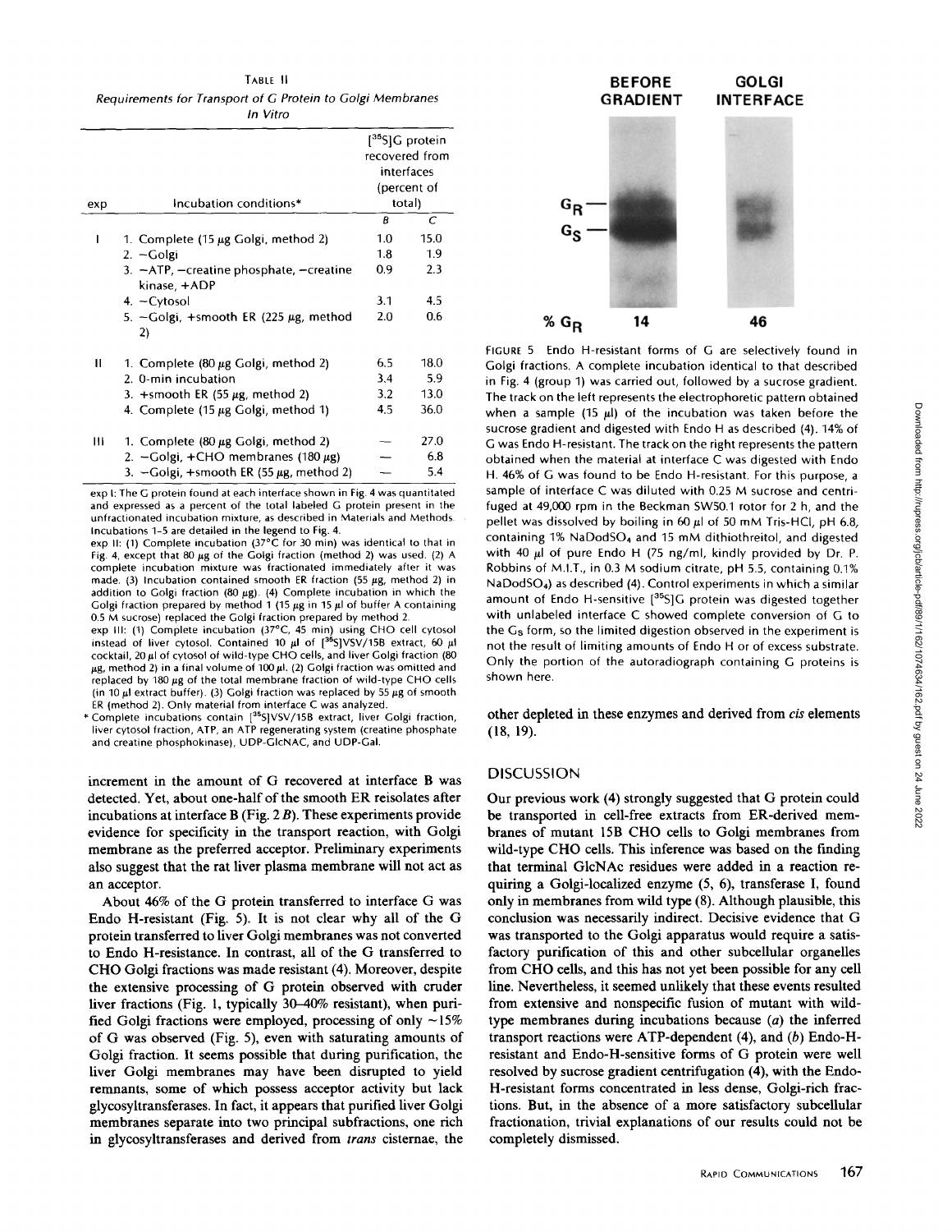TABLE II

*Requirements for Transport of G Protein to Golgi Membranes In Vitro*

| exp | Incubation conditions* | [$^{35}$S]G protein recovered from interfaces (percent of total) | |
|---|---|---|---|
| | | B | C |
| I | 1. Complete (15 μg Golgi, method 2) | 1.0 | 15.0 |
| | 2. −Golgi | 1.8 | 1.9 |
| | 3. −ATP, −creatine phosphate, −creatine kinase, +ADP | 0.9 | 2.3 |
| | 4. −Cytosol | 3.1 | 4.5 |
| | 5. −Golgi, +smooth ER (225 μg, method 2) | 2.0 | 0.6 |
| II | 1. Complete (80 μg Golgi, method 2) | 6.5 | 18.0 |
| | 2. 0-min incubation | 3.4 | 5.9 |
| | 3. +smooth ER (55 μg, method 2) | 3.2 | 13.0 |
| | 4. Complete (15 μg Golgi, method 1) | 4.5 | 36.0 |
| III | 1. Complete (80 μg Golgi, method 2) | — | 27.0 |
| | 2. −Golgi, +CHO membranes (180 μg) | — | 6.8 |
| | 3. −Golgi, +smooth ER (55 μg, method 2) | — | 5.4 |

exp I: The G protein found at each interface shown in Fig. 4 was quantitated and expressed as a percent of the total labeled G protein present in the unfractionated incubation mixture, as described in Materials and Methods. Incubations 1–5 are detailed in the legend to Fig. 4.

exp II: (1) Complete incubation (37°C for 30 min) was identical to that in Fig. 4, except that 80 μg of the Golgi fraction (method 2) was used. (2) A complete incubation mixture was fractionated immediately after it was made. (3) Incubation contained smooth ER fraction (55 μg, method 2) in addition to Golgi fraction (80 μg). (4) Complete incubation in which the Golgi fraction prepared by method 1 (15 μg in 15 μl of buffer A containing 0.5 M sucrose) replaced the Golgi fraction prepared by method 2.

exp III: (1) Complete incubation (37°C, 45 min) using CHO cell cytosol instead of liver cytosol. Contained 10 μl of [$^{35}$S]VSV/15B extract, 60 μl cocktail, 20 μl of cytosol of wild-type CHO cells, and liver Golgi fraction (80 μg, method 2) in a final volume of 100 μl. (2) Golgi fraction was omitted and replaced by 180 μg of the total membrane fraction of wild-type CHO cells (in 10 μl extract buffer). (3) Golgi fraction was replaced by 55 μg of smooth ER (method 2). Only material from interface C was analyzed.

\* Complete incubations contain [$^{35}$S]VSV/15B extract, liver Golgi fraction, liver cytosol fraction, ATP, an ATP regenerating system (creatine phosphate and creatine phosphokinase), UDP-GlcNAC, and UDP-Gal.

increment in the amount of G recovered at interface B was detected. Yet, about one-half of the smooth ER reisolates after incubations at interface B (Fig. 2 *B*). These experiments provide evidence for specificity in the transport reaction, with Golgi membrane as the preferred acceptor. Preliminary experiments also suggest that the rat liver plasma membrane will not act as an acceptor.

About 46% of the G protein transferred to interface G was Endo H-resistant (Fig. 5). It is not clear why all of the G protein transferred to liver Golgi membranes was not converted to Endo H-resistance. In contrast, all of the G transferred to CHO Golgi fractions was made resistant (4). Moreover, despite the extensive processing of G protein observed with cruder liver fractions (Fig. 1, typically 30–40% resistant), when purified Golgi fractions were employed, processing of only ~15% of G was observed (Fig. 5), even with saturating amounts of Golgi fraction. It seems possible that during purification, the liver Golgi membranes may have been disrupted to yield remnants, some of which possess acceptor activity but lack glycosyltransferases. In fact, it appears that purified liver Golgi membranes separate into two principal subfractions, one rich in glycosyltransferases and derived from *trans* cisternae, the other depleted in these enzymes and derived from *cis* elements (18, 19).

BEFORE GRADIENT — GOLGI INTERFACE

$G_R$ — $G_S$

% $G_R$: 14 — 46

FIGURE 5 Endo H-resistant forms of G are selectively found in Golgi fractions. A complete incubation identical to that described in Fig. 4 (group 1) was carried out, followed by a sucrose gradient. The track on the left represents the electrophoretic pattern obtained when a sample (15 μl) of the incubation was taken before the sucrose gradient and digested with Endo H as described (4). 14% of G was Endo H-resistant. The track on the right represents the pattern obtained when the material at interface C was digested with Endo H. 46% of G was found to be Endo H-resistant. For this purpose, a sample of interface C was diluted with 0.25 M sucrose and centrifuged at 49,000 rpm in the Beckman SW50.1 rotor for 2 h, and the pellet was dissolved by boiling in 60 μl of 50 mM Tris-HCl, pH 6.8, containing 1% $NaDodSO_4$ and 15 mM dithiothreitol, and digested with 40 μl of pure Endo H (75 ng/ml, kindly provided by Dr. P. Robbins of M.I.T., in 0.3 M sodium citrate, pH 5.5, containing 0.1% $NaDodSO_4$) as described (4). Control experiments in which a similar amount of Endo H-sensitive [$^{35}$S]G protein was digested together with unlabeled interface C showed complete conversion of G to the $G_S$ form, so the limited digestion observed in the experiment is not the result of limiting amounts of Endo H or of excess substrate. Only the portion of the autoradiograph containing G proteins is shown here.

## DISCUSSION

Our previous work (4) strongly suggested that G protein could be transported in cell-free extracts from ER-derived membranes of mutant 15B CHO cells to Golgi membranes from wild-type CHO cells. This inference was based on the finding that terminal GlcNAc residues were added in a reaction requiring a Golgi-localized enzyme (5, 6), transferase I, found only in membranes from wild type (8). Although plausible, this conclusion was necessarily indirect. Decisive evidence that G was transported to the Golgi apparatus would require a satisfactory purification of this and other subcellular organelles from CHO cells, and this has not yet been possible for any cell line. Nevertheless, it seemed unlikely that these events resulted from extensive and nonspecific fusion of mutant with wild-type membranes during incubations because (*a*) the inferred transport reactions were ATP-dependent (4), and (*b*) Endo-H-resistant and Endo-H-sensitive forms of G protein were well resolved by sucrose gradient centrifugation (4), with the Endo-H-resistant forms concentrated in less dense, Golgi-rich fractions. But, in the absence of a more satisfactory subcellular fractionation, trivial explanations of our results could not be completely dismissed.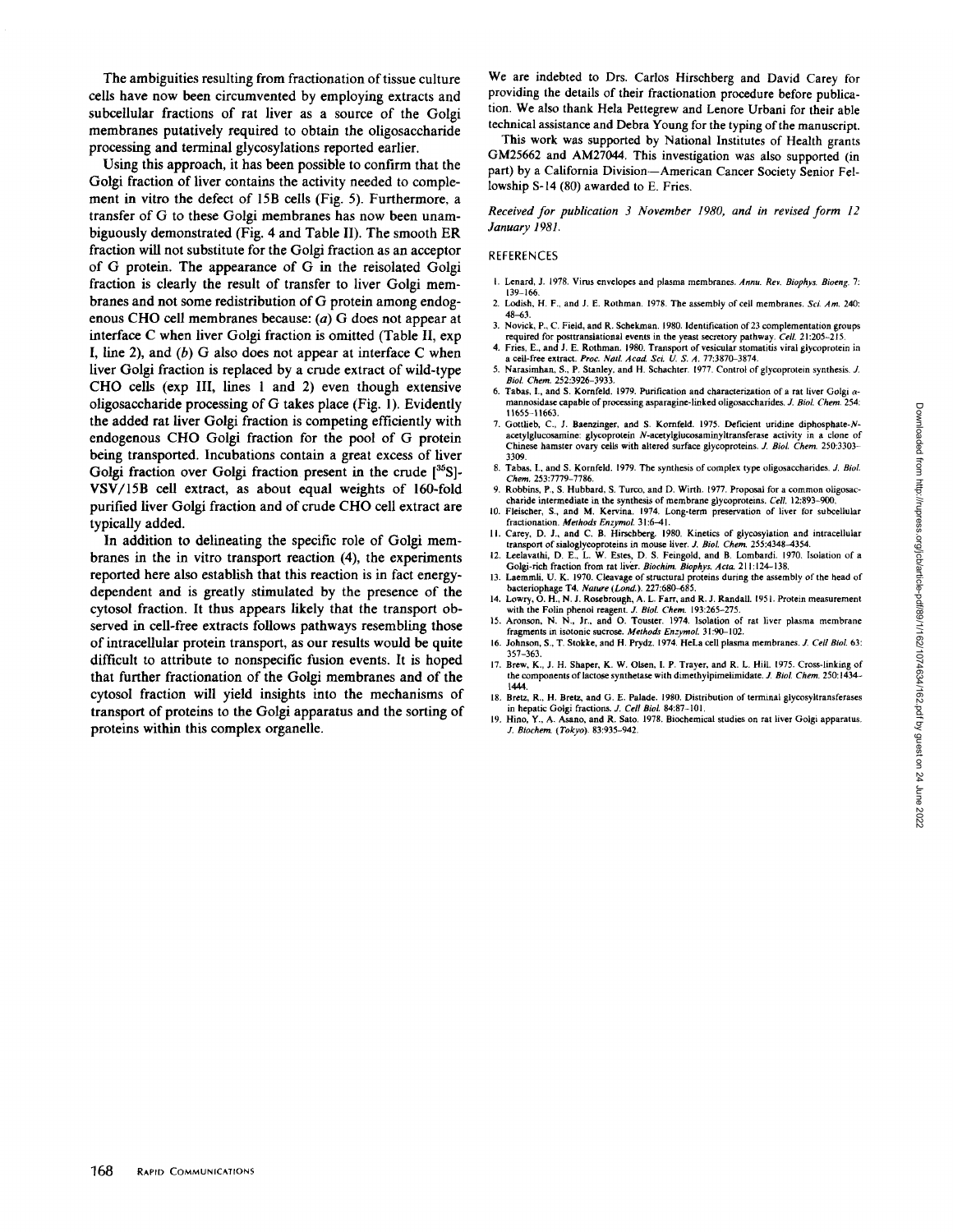The ambiguities resulting from fractionation of tissue culture cells have now been circumvented by employing extracts and subcellular fractions of rat liver as a source of the Golgi membranes putatively required to obtain the oligosaccharide processing and terminal glycosylations reported earlier.

Using this approach, it has been possible to confirm that the Golgi fraction of liver contains the activity needed to complement in vitro the defect of 15B cells (Fig. 5). Furthermore, a transfer of G to these Golgi membranes has now been unambiguously demonstrated (Fig. 4 and Table II). The smooth ER fraction will not substitute for the Golgi fraction as an acceptor of G protein. The appearance of G in the reisolated Golgi fraction is clearly the result of transfer to liver Golgi membranes and not some redistribution of G protein among endogenous CHO cell membranes because: (*a*) G does not appear at interface C when liver Golgi fraction is omitted (Table II, exp I, line 2), and (*b*) G also does not appear at interface C when liver Golgi fraction is replaced by a crude extract of wild-type CHO cells (exp III, lines 1 and 2) even though extensive oligosaccharide processing of G takes place (Fig. 1). Evidently the added rat liver Golgi fraction is competing efficiently with endogenous CHO Golgi fraction for the pool of G protein being transported. Incubations contain a great excess of liver Golgi fraction over Golgi fraction present in the crude [$^{35}$S]-VSV/15B cell extract, as about equal weights of 160-fold purified liver Golgi fraction and of crude CHO cell extract are typically added.

In addition to delineating the specific role of Golgi membranes in the in vitro transport reaction (4), the experiments reported here also establish that this reaction is in fact energy-dependent and is greatly stimulated by the presence of the cytosol fraction. It thus appears likely that the transport observed in cell-free extracts follows pathways resembling those of intracellular protein transport, as our results would be quite difficult to attribute to nonspecific fusion events. It is hoped that further fractionation of the Golgi membranes and of the cytosol fraction will yield insights into the mechanisms of transport of proteins to the Golgi apparatus and the sorting of proteins within this complex organelle.

We are indebted to Drs. Carlos Hirschberg and David Carey for providing the details of their fractionation procedure before publication. We also thank Hela Pettegrew and Lenore Urbani for their able technical assistance and Debra Young for the typing of the manuscript.

This work was supported by National Institutes of Health grants GM25662 and AM27044. This investigation was also supported (in part) by a California Division—American Cancer Society Senior Fellowship S-14 (80) awarded to E. Fries.

*Received for publication 3 November 1980, and in revised form 12 January 1981.*

## REFERENCES

1. Lenard, J. 1978. Virus envelopes and plasma membranes. *Annu. Rev. Biophys. Bioeng.* 7: 139–166.
2. Lodish, H. F., and J. E. Rothman. 1978. The assembly of cell membranes. *Sci. Am.* 240: 48–63.
3. Novick, P., C. Field, and R. Schekman. 1980. Identification of 23 complementation groups required for posttranslational events in the yeast secretory pathway. *Cell.* 21:205–215.
4. Fries, E., and J. E. Rothman. 1980. Transport of vesicular stomatitis viral glycoprotein in a cell-free extract. *Proc. Natl. Acad. Sci. U. S. A.* 77:3870–3874.
5. Narasimhan, S., P. Stanley, and H. Schachter. 1977. Control of glycoprotein synthesis. *J. Biol. Chem.* 252:3926–3933.
6. Tabas, I., and S. Kornfeld. 1979. Purification and characterization of a rat liver Golgi α-mannosidase capable of processing asparagine-linked oligosaccharides. *J. Biol. Chem.* 254: 11655–11663.
7. Gottlieb, C., J. Baenzinger, and S. Kornfeld. 1975. Deficient uridine diphosphate-*N*-acetylglucosamine: glycoprotein *N*-acetylglucosaminyltransferase activity in a clone of Chinese hamster ovary cells with altered surface glycoproteins. *J. Biol. Chem.* 250:3303–3309.
8. Tabas, I., and S. Kornfeld. 1979. The synthesis of complex type oligosaccharides. *J. Biol. Chem.* 253:7779–7786.
9. Robbins, P., S. Hubbard, S. Turco, and D. Wirth. 1977. Proposal for a common oligosaccharide intermediate in the synthesis of membrane glycoproteins. *Cell.* 12:893–900.
10. Fleischer, S., and M. Kervina. 1974. Long-term preservation of liver for subcellular fractionation. *Methods Enzymol.* 31:6–41.
11. Carey, D. J., and C. B. Hirschberg. 1980. Kinetics of glycosylation and intracellular transport of sialoglycoproteins in mouse liver. *J. Biol. Chem.* 255:4348–4354.
12. Leelavathi, D. E., L. W. Estes, D. S. Feingold, and B. Lombardi. 1970. Isolation of a Golgi-rich fraction from rat liver. *Biochim. Biophys. Acta.* 211:124–138.
13. Laemmli, U. K. 1970. Cleavage of structural proteins during the assembly of the head of bacteriophage T4. *Nature (Lond.).* 227:680–685.
14. Lowry, O. H., N. J. Rosebrough, A. L. Farr, and R. J. Randall. 1951. Protein measurement with the Folin phenol reagent. *J. Biol. Chem.* 193:265–275.
15. Aronson, N. N., Jr., and O. Touster. 1974. Isolation of rat liver plasma membrane fragments in isotonic sucrose. *Methods Enzymol.* 31:90–102.
16. Johnson, S., T. Stokke, and H. Prydz. 1974. HeLa cell plasma membranes. *J. Cell Biol.* 63: 357–363.
17. Brew, K., J. H. Shaper, K. W. Olsen, I. P. Trayer, and R. L. Hill. 1975. Cross-linking of the components of lactose synthetase with dimethylpimelimidate. *J. Biol. Chem.* 250:1434–1444.
18. Bretz, R., H. Bretz, and G. E. Palade. 1980. Distribution of terminal glycosyltransferases in hepatic Golgi fractions. *J. Cell Biol.* 84:87–101.
19. Hino, Y., A. Asano, and R. Sato. 1978. Biochemical studies on rat liver Golgi apparatus. *J. Biochem. (Tokyo).* 83:935–942.